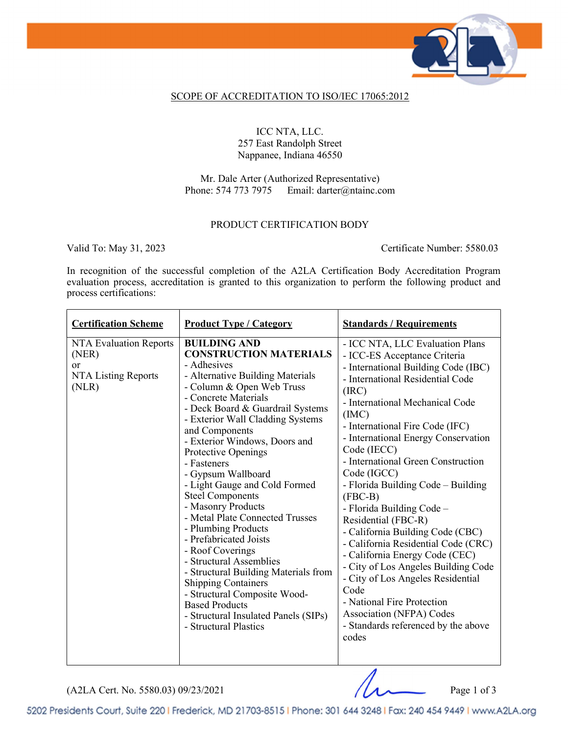## SCOPE OF ACCREDITATION TO ISO/IEC 17065:2012

ICC NTA, LLC.
257 East Randolph Street
Nappanee, Indiana 46550

Mr. Dale Arter (Authorized Representative)
Phone: 574 773 7975 Email: darter@ntainc.com

### PRODUCT CERTIFICATION BODY

Valid To: May 31, 2023 Certificate Number: 5580.03

In recognition of the successful completion of the A2LA Certification Body Accreditation Program evaluation process, accreditation is granted to this organization to perform the following product and process certifications:

| **Certification Scheme** | **Product Type / Category** | **Standards / Requirements** |
|---|---|---|
| NTA Evaluation Reports (NER) or NTA Listing Reports (NLR) | **BUILDING AND CONSTRUCTION MATERIALS**<br>- Adhesives<br>- Alternative Building Materials<br>- Column & Open Web Truss<br>- Concrete Materials<br>- Deck Board & Guardrail Systems<br>- Exterior Wall Cladding Systems and Components<br>- Exterior Windows, Doors and Protective Openings<br>- Fasteners<br>- Gypsum Wallboard<br>- Light Gauge and Cold Formed Steel Components<br>- Masonry Products<br>- Metal Plate Connected Trusses<br>- Plumbing Products<br>- Prefabricated Joists<br>- Roof Coverings<br>- Structural Assemblies<br>- Structural Building Materials from Shipping Containers<br>- Structural Composite Wood-Based Products<br>- Structural Insulated Panels (SIPs)<br>- Structural Plastics | - ICC NTA, LLC Evaluation Plans<br>- ICC-ES Acceptance Criteria<br>- International Building Code (IBC)<br>- International Residential Code (IRC)<br>- International Mechanical Code (IMC)<br>- International Fire Code (IFC)<br>- International Energy Conservation Code (IECC)<br>- International Green Construction Code (IGCC)<br>- Florida Building Code – Building (FBC-B)<br>- Florida Building Code – Residential (FBC-R)<br>- California Building Code (CBC)<br>- California Residential Code (CRC)<br>- California Energy Code (CEC)<br>- City of Los Angeles Building Code<br>- City of Los Angeles Residential Code<br>- National Fire Protection Association (NFPA) Codes<br>- Standards referenced by the above codes |

(A2LA Cert. No. 5580.03) 09/23/2021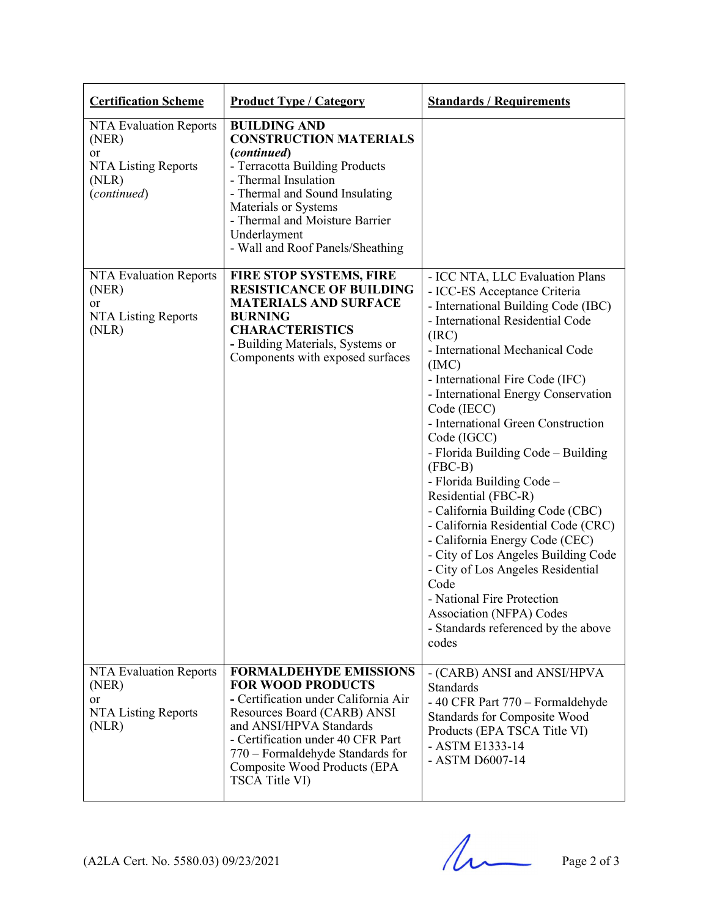| **Certification Scheme** | **Product Type / Category** | **Standards / Requirements** |
|---|---|---|
| NTA Evaluation Reports (NER) or NTA Listing Reports (NLR) (*continued*) | **BUILDING AND CONSTRUCTION MATERIALS (*continued*)**<br>- Terracotta Building Products<br>- Thermal Insulation<br>- Thermal and Sound Insulating Materials or Systems<br>- Thermal and Moisture Barrier Underlayment<br>- Wall and Roof Panels/Sheathing | |
| NTA Evaluation Reports (NER) or NTA Listing Reports (NLR) | **FIRE STOP SYSTEMS, FIRE RESISTICANCE OF BUILDING MATERIALS AND SURFACE BURNING CHARACTERISTICS**<br>**-** Building Materials, Systems or Components with exposed surfaces | - ICC NTA, LLC Evaluation Plans<br>- ICC-ES Acceptance Criteria<br>- International Building Code (IBC)<br>- International Residential Code (IRC)<br>- International Mechanical Code (IMC)<br>- International Fire Code (IFC)<br>- International Energy Conservation Code (IECC)<br>- International Green Construction Code (IGCC)<br>- Florida Building Code – Building (FBC-B)<br>- Florida Building Code – Residential (FBC-R)<br>- California Building Code (CBC)<br>- California Residential Code (CRC)<br>- California Energy Code (CEC)<br>- City of Los Angeles Building Code<br>- City of Los Angeles Residential Code<br>- National Fire Protection Association (NFPA) Codes<br>- Standards referenced by the above codes |
| NTA Evaluation Reports (NER) or NTA Listing Reports (NLR) | **FORMALDEHYDE EMISSIONS FOR WOOD PRODUCTS**<br>**-** Certification under California Air Resources Board (CARB) ANSI and ANSI/HPVA Standards<br>- Certification under 40 CFR Part 770 – Formaldehyde Standards for Composite Wood Products (EPA TSCA Title VI) | - (CARB) ANSI and ANSI/HPVA Standards<br>- 40 CFR Part 770 – Formaldehyde Standards for Composite Wood Products (EPA TSCA Title VI)<br>- ASTM E1333-14<br>- ASTM D6007-14 |

(A2LA Cert. No. 5580.03) 09/23/2021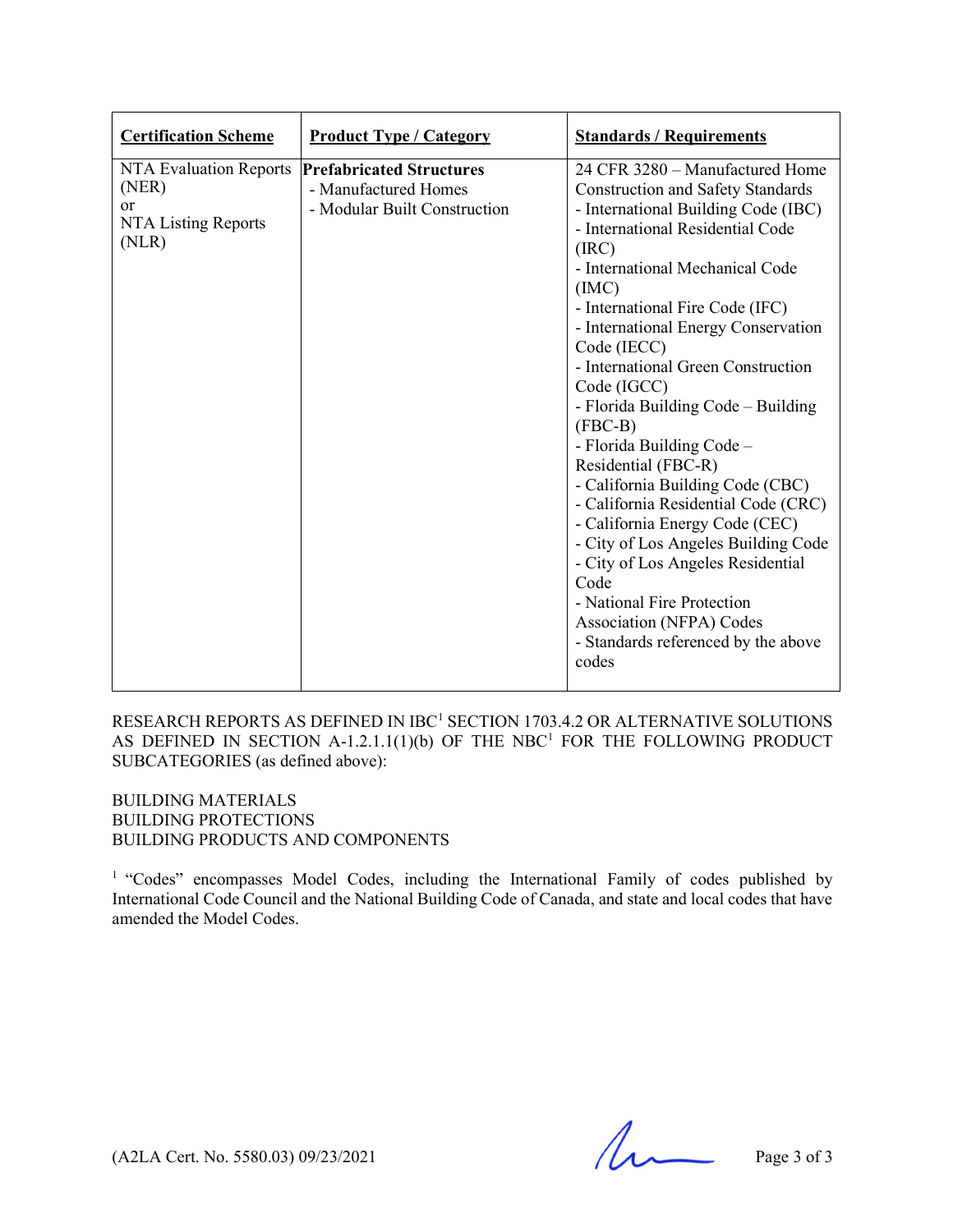| **Certification Scheme** | **Product Type / Category** | **Standards / Requirements** |
|---|---|---|
| NTA Evaluation Reports (NER) or NTA Listing Reports (NLR) | **Prefabricated Structures**<br>- Manufactured Homes<br>- Modular Built Construction | 24 CFR 3280 – Manufactured Home Construction and Safety Standards<br>- International Building Code (IBC)<br>- International Residential Code (IRC)<br>- International Mechanical Code (IMC)<br>- International Fire Code (IFC)<br>- International Energy Conservation Code (IECC)<br>- International Green Construction Code (IGCC)<br>- Florida Building Code – Building (FBC-B)<br>- Florida Building Code – Residential (FBC-R)<br>- California Building Code (CBC)<br>- California Residential Code (CRC)<br>- California Energy Code (CEC)<br>- City of Los Angeles Building Code<br>- City of Los Angeles Residential Code<br>- National Fire Protection Association (NFPA) Codes<br>- Standards referenced by the above codes |

RESEARCH REPORTS AS DEFINED IN IBC[1] SECTION 1703.4.2 OR ALTERNATIVE SOLUTIONS AS DEFINED IN SECTION A-1.2.1.1(1)(b) OF THE NBC[1] FOR THE FOLLOWING PRODUCT SUBCATEGORIES (as defined above):

BUILDING MATERIALS
BUILDING PROTECTIONS
BUILDING PRODUCTS AND COMPONENTS

[1] "Codes" encompasses Model Codes, including the International Family of codes published by International Code Council and the National Building Code of Canada, and state and local codes that have amended the Model Codes.

(A2LA Cert. No. 5580.03) 09/23/2021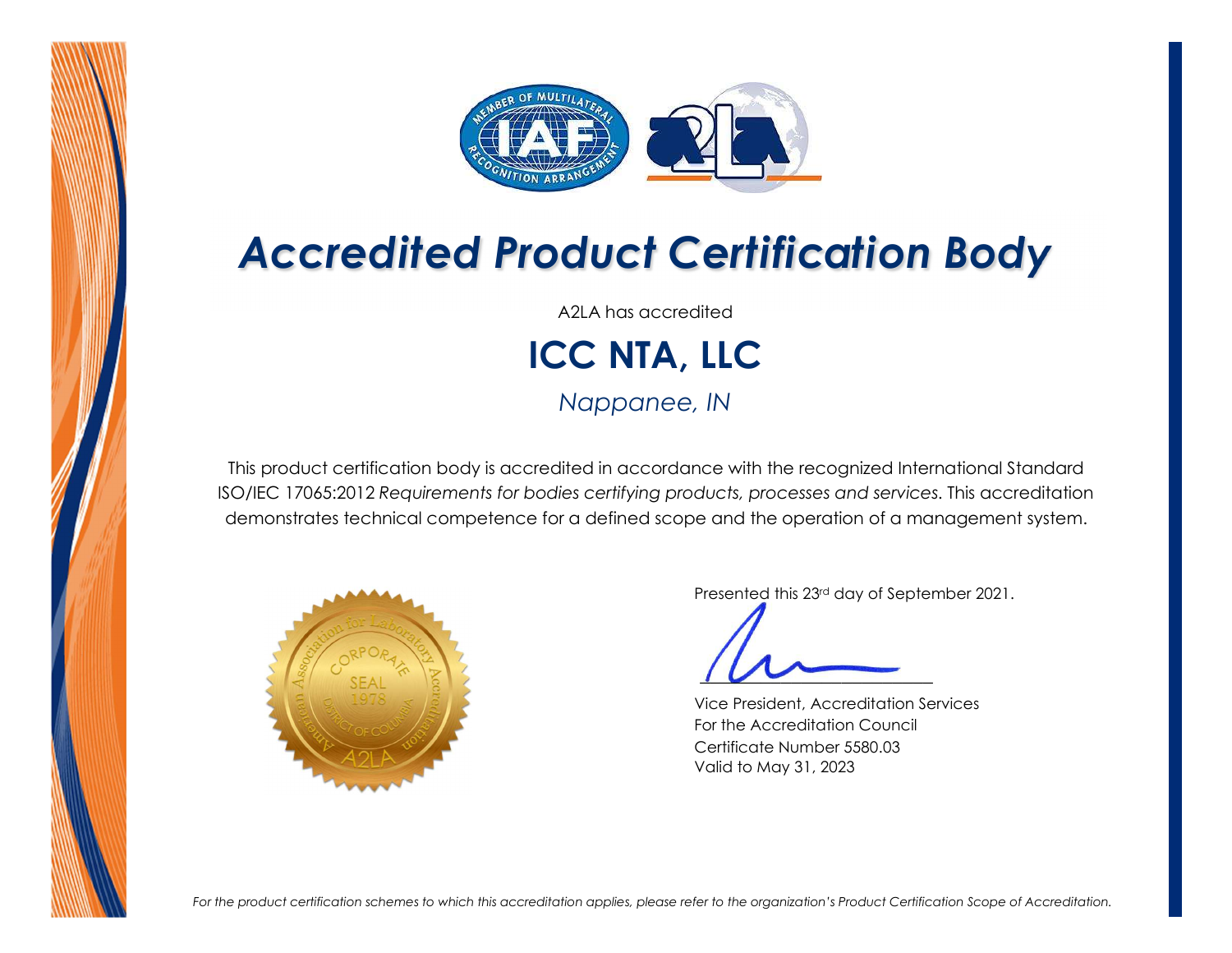# *Accredited Product Certification Body*

A2LA has accredited

## ICC NTA, LLC

*Nappanee, IN*

This product certification body is accredited in accordance with the recognized International Standard ISO/IEC 17065:2012 *Requirements for bodies certifying products, processes and services*. This accreditation demonstrates technical competence for a defined scope and the operation of a management system.

Presented this 23rd day of September 2021.

Vice President, Accreditation Services
For the Accreditation Council
Certificate Number 5580.03
Valid to May 31, 2023

*For the product certification schemes to which this accreditation applies, please refer to the organization's Product Certification Scope of Accreditation.*